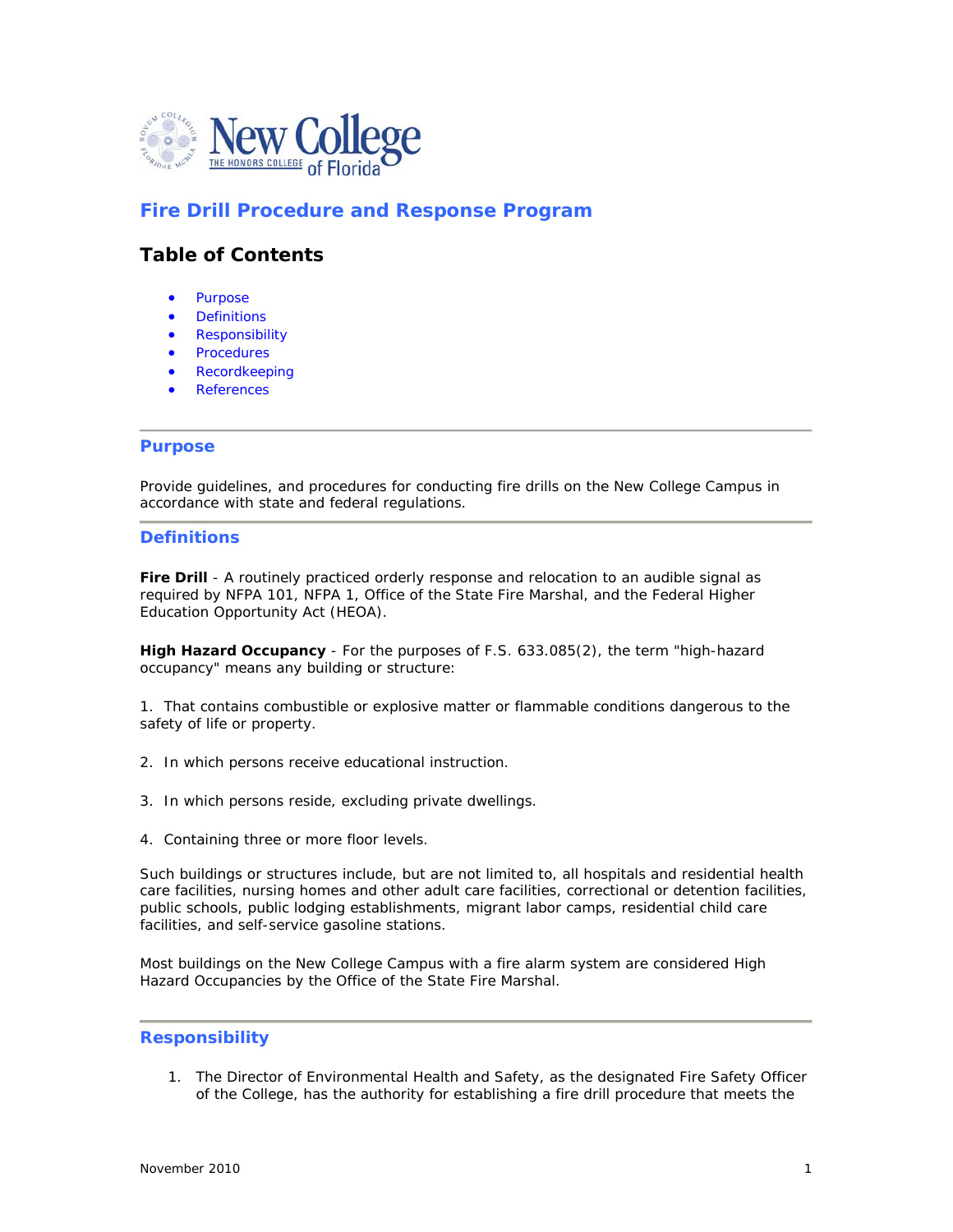# Fire Drill Procedure and Response Program

## Table of Contents

- Purpose
- Definitions
- Responsibility
- Procedures
- Recordkeeping
- References

## Purpose

Provide guidelines, and procedures for conducting fire drills on the New College Campus in accordance with state and federal regulations.

## Definitions

**Fire Drill** - A routinely practiced orderly response and relocation to an audible signal as required by NFPA 101, NFPA 1, Office of the State Fire Marshal, and the Federal Higher Education Opportunity Act (HEOA).

**High Hazard Occupancy** - For the purposes of F.S. 633.085(2), the term "high-hazard occupancy" means any building or structure:

1. That contains combustible or explosive matter or flammable conditions dangerous to the safety of life or property.

2. In which persons receive educational instruction.

3. In which persons reside, excluding private dwellings.

4. Containing three or more floor levels.

Such buildings or structures include, but are not limited to, all hospitals and residential health care facilities, nursing homes and other adult care facilities, correctional or detention facilities, public schools, public lodging establishments, migrant labor camps, residential child care facilities, and self-service gasoline stations.

Most buildings on the New College Campus with a fire alarm system are considered High Hazard Occupancies by the Office of the State Fire Marshal.

## Responsibility

1. The Director of Environmental Health and Safety, as the designated Fire Safety Officer of the College, has the authority for establishing a fire drill procedure that meets the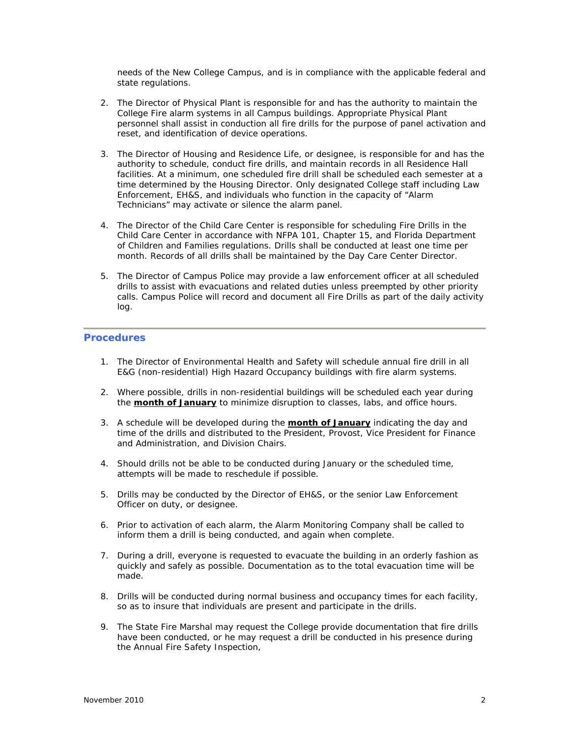needs of the New College Campus, and is in compliance with the applicable federal and state regulations.

2. The Director of Physical Plant is responsible for and has the authority to maintain the College Fire alarm systems in all Campus buildings. Appropriate Physical Plant personnel shall assist in conduction all fire drills for the purpose of panel activation and reset, and identification of device operations.

3. The Director of Housing and Residence Life, or designee, is responsible for and has the authority to schedule, conduct fire drills, and maintain records in all Residence Hall facilities. At a minimum, one scheduled fire drill shall be scheduled each semester at a time determined by the Housing Director. Only designated College staff including Law Enforcement, EH&S, and individuals who function in the capacity of "Alarm Technicians" may activate or silence the alarm panel.

4. The Director of the Child Care Center is responsible for scheduling Fire Drills in the Child Care Center in accordance with NFPA 101, Chapter 15, and Florida Department of Children and Families regulations. Drills shall be conducted at least one time per month. Records of all drills shall be maintained by the Day Care Center Director.

5. The Director of Campus Police may provide a law enforcement officer at all scheduled drills to assist with evacuations and related duties unless preempted by other priority calls. Campus Police will record and document all Fire Drills as part of the daily activity log.

---

## Procedures

1. The Director of Environmental Health and Safety will schedule annual fire drill in all E&G (non-residential) High Hazard Occupancy buildings with fire alarm systems.

2. Where possible, drills in non-residential buildings will be scheduled each year during the **month of January** to minimize disruption to classes, labs, and office hours.

3. A schedule will be developed during the **month of January** indicating the day and time of the drills and distributed to the President, Provost, Vice President for Finance and Administration, and Division Chairs.

4. Should drills not be able to be conducted during January or the scheduled time, attempts will be made to reschedule if possible.

5. Drills may be conducted by the Director of EH&S, or the senior Law Enforcement Officer on duty, or designee.

6. Prior to activation of each alarm, the Alarm Monitoring Company shall be called to inform them a drill is being conducted, and again when complete.

7. During a drill, everyone is requested to evacuate the building in an orderly fashion as quickly and safely as possible. Documentation as to the total evacuation time will be made.

8. Drills will be conducted during normal business and occupancy times for each facility, so as to insure that individuals are present and participate in the drills.

9. The State Fire Marshal may request the College provide documentation that fire drills have been conducted, or he may request a drill be conducted in his presence during the Annual Fire Safety Inspection,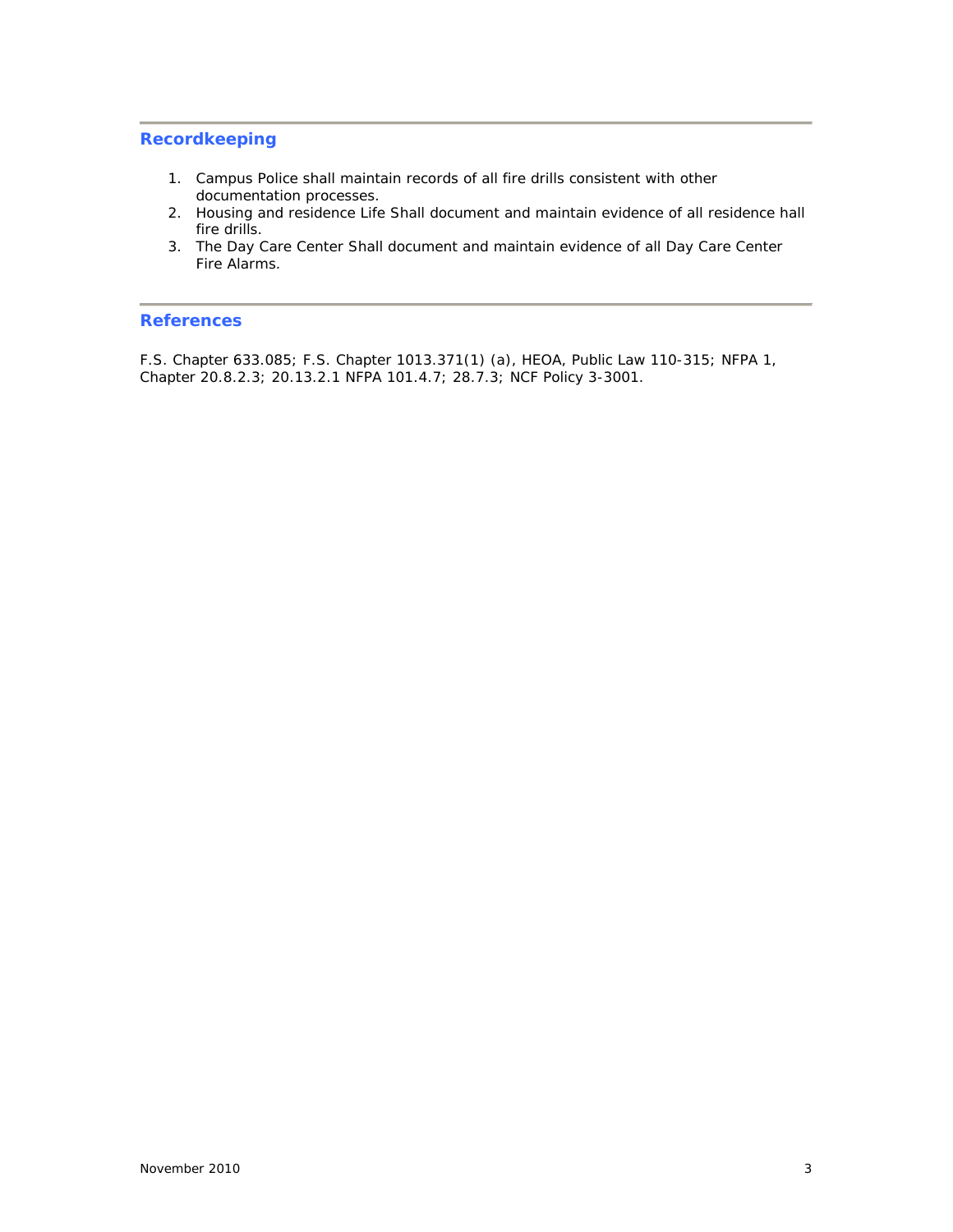## Recordkeeping

1. Campus Police shall maintain records of all fire drills consistent with other documentation processes.
2. Housing and residence Life Shall document and maintain evidence of all residence hall fire drills.
3. The Day Care Center Shall document and maintain evidence of all Day Care Center Fire Alarms.

## References

F.S. Chapter 633.085; F.S. Chapter 1013.371(1) (a), HEOA, Public Law 110-315; NFPA 1, Chapter 20.8.2.3; 20.13.2.1 NFPA 101.4.7; 28.7.3; NCF Policy 3-3001.

November 2010